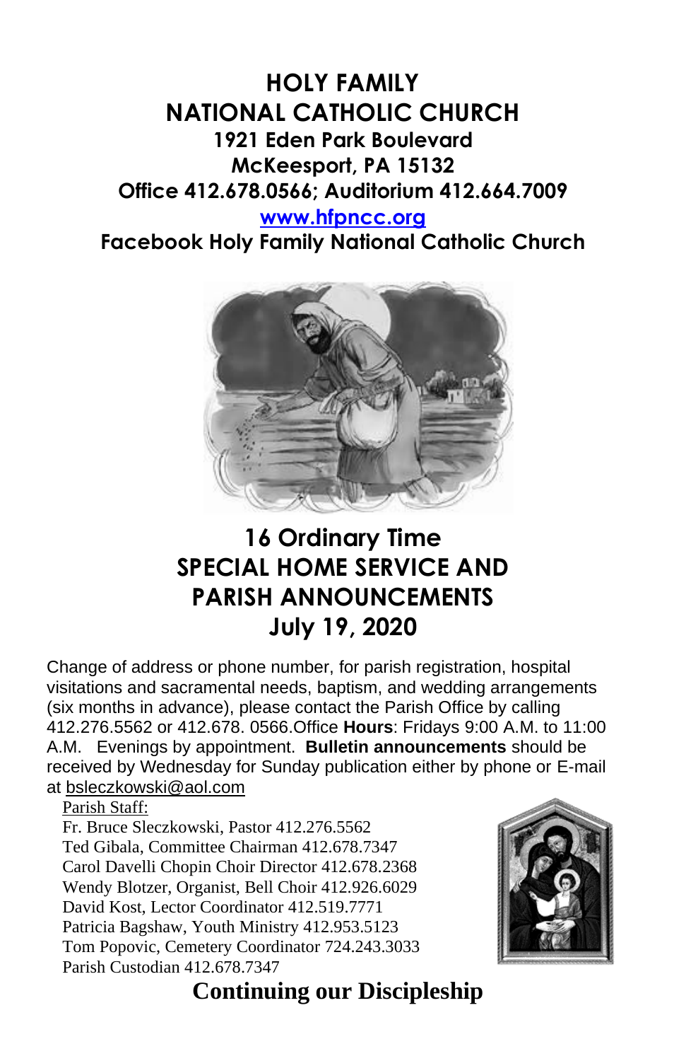# HOLY FAMILY NATIONAL CATHOLIC CHURCH

**1921 Eden Park Boulevard**
**McKeesport, PA 15132**
**Office 412.678.0566; Auditorium 412.664.7009**
**www.hfpncc.org**
**Facebook Holy Family National Catholic Church**

## 16 Ordinary Time SPECIAL HOME SERVICE AND PARISH ANNOUNCEMENTS July 19, 2020

Change of address or phone number, for parish registration, hospital visitations and sacramental needs, baptism, and wedding arrangements (six months in advance), please contact the Parish Office by calling 412.276.5562 or 412.678. 0566.Office **Hours**: Fridays 9:00 A.M. to 11:00 A.M. Evenings by appointment. **Bulletin announcements** should be received by Wednesday for Sunday publication either by phone or E-mail at bsleczkowski@aol.com

Parish Staff:
Fr. Bruce Sleczkowski, Pastor 412.276.5562
Ted Gibala, Committee Chairman 412.678.7347
Carol Davelli Chopin Choir Director 412.678.2368
Wendy Blotzer, Organist, Bell Choir 412.926.6029
David Kost, Lector Coordinator 412.519.7771
Patricia Bagshaw, Youth Ministry 412.953.5123
Tom Popovic, Cemetery Coordinator 724.243.3033
Parish Custodian 412.678.7347

## Continuing our Discipleship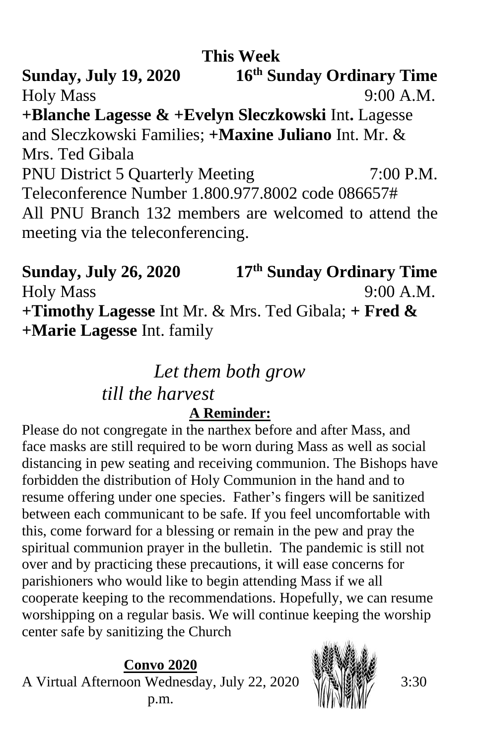## This Week

**Sunday, July 19, 2020** **16th Sunday Ordinary Time**

Holy Mass 9:00 A.M.

**+Blanche Lagesse & +Evelyn Sleczkowski** Int**.** Lagesse and Sleczkowski Families; **+Maxine Juliano** Int. Mr. & Mrs. Ted Gibala

PNU District 5 Quarterly Meeting 7:00 P.M.

Teleconference Number 1.800.977.8002 code 086657#

All PNU Branch 132 members are welcomed to attend the meeting via the teleconferencing.

**Sunday, July 26, 2020** **17th Sunday Ordinary Time**

Holy Mass 9:00 A.M.

**+Timothy Lagesse** Int Mr. & Mrs. Ted Gibala; **+ Fred & +Marie Lagesse** Int. family

*Let them both grow till the harvest*

**A Reminder:**

Please do not congregate in the narthex before and after Mass, and face masks are still required to be worn during Mass as well as social distancing in pew seating and receiving communion. The Bishops have forbidden the distribution of Holy Communion in the hand and to resume offering under one species. Father's fingers will be sanitized between each communicant to be safe. If you feel uncomfortable with this, come forward for a blessing or remain in the pew and pray the spiritual communion prayer in the bulletin. The pandemic is still not over and by practicing these precautions, it will ease concerns for parishioners who would like to begin attending Mass if we all cooperate keeping to the recommendations. Hopefully, we can resume worshipping on a regular basis. We will continue keeping the worship center safe by sanitizing the Church

**Convo 2020**

A Virtual Afternoon Wednesday, July 22, 2020 3:30 p.m.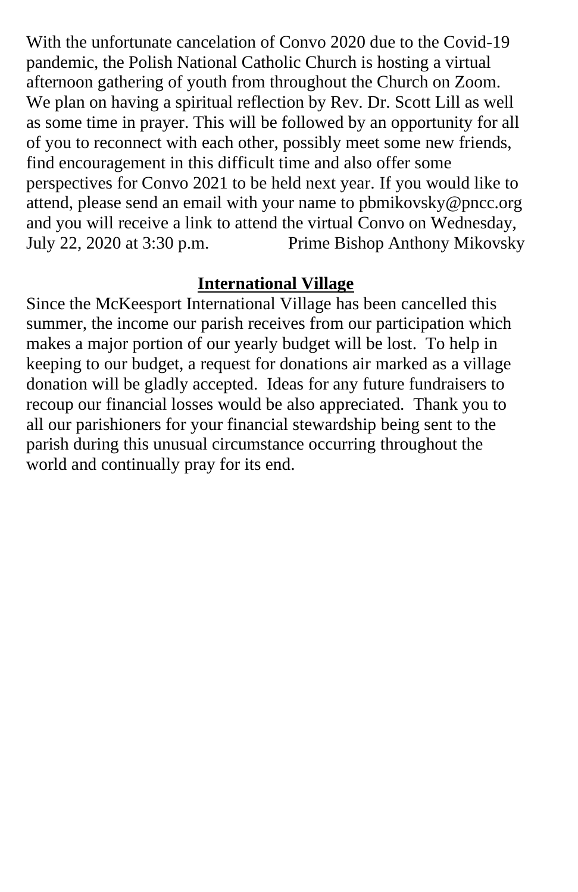With the unfortunate cancelation of Convo 2020 due to the Covid-19 pandemic, the Polish National Catholic Church is hosting a virtual afternoon gathering of youth from throughout the Church on Zoom. We plan on having a spiritual reflection by Rev. Dr. Scott Lill as well as some time in prayer. This will be followed by an opportunity for all of you to reconnect with each other, possibly meet some new friends, find encouragement in this difficult time and also offer some perspectives for Convo 2021 to be held next year. If you would like to attend, please send an email with your name to pbmikovsky@pncc.org and you will receive a link to attend the virtual Convo on Wednesday, July 22, 2020 at 3:30 p.m.

Prime Bishop Anthony Mikovsky

## International Village

Since the McKeesport International Village has been cancelled this summer, the income our parish receives from our participation which makes a major portion of our yearly budget will be lost. To help in keeping to our budget, a request for donations air marked as a village donation will be gladly accepted. Ideas for any future fundraisers to recoup our financial losses would be also appreciated. Thank you to all our parishioners for your financial stewardship being sent to the parish during this unusual circumstance occurring throughout the world and continually pray for its end.